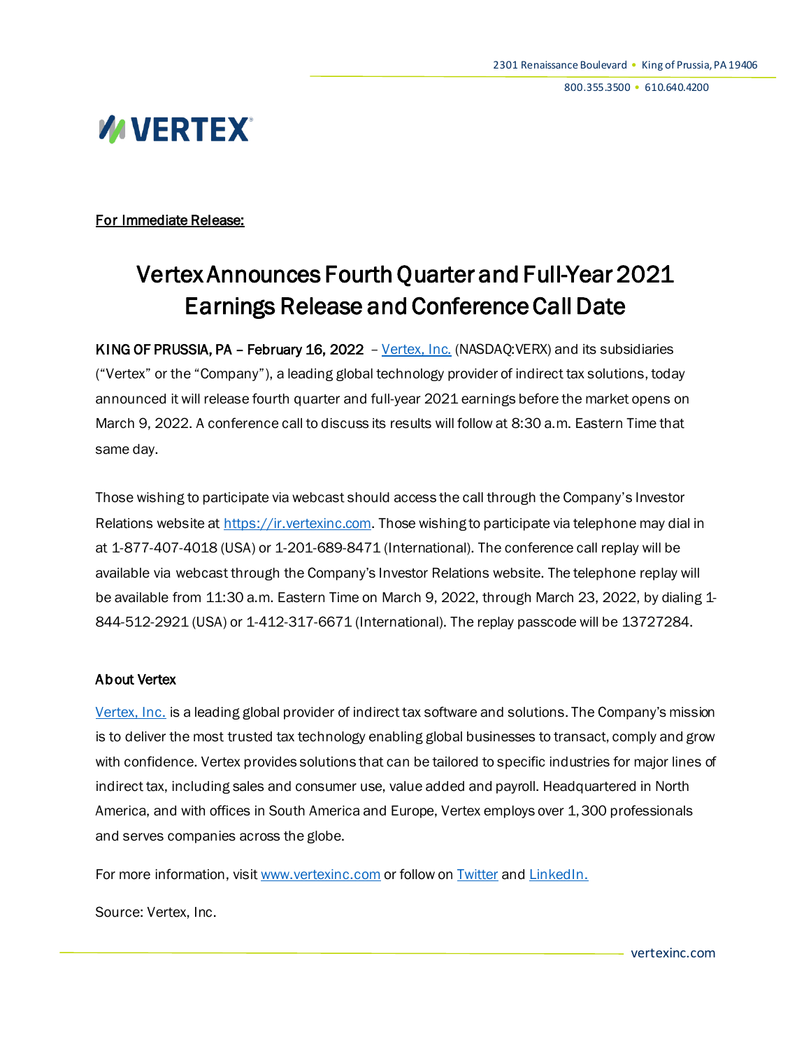2301 Renaissance Boulevard • King of Prussia, PA 19406

800.355.3500 • 610.640.4200

VERTEX

For Immediate Release:

# Vertex Announces Fourth Quarter and Full-Year 2021 Earnings Release and Conference Call Date

**KING OF PRUSSIA, PA – February 16, 2022** – Vertex, Inc. (NASDAQ:VERX) and its subsidiaries ("Vertex" or the "Company"), a leading global technology provider of indirect tax solutions, today announced it will release fourth quarter and full-year 2021 earnings before the market opens on March 9, 2022. A conference call to discuss its results will follow at 8:30 a.m. Eastern Time that same day.

Those wishing to participate via webcast should access the call through the Company's Investor Relations website at https://ir.vertexinc.com. Those wishing to participate via telephone may dial in at 1-877-407-4018 (USA) or 1-201-689-8471 (International). The conference call replay will be available via webcast through the Company's Investor Relations website. The telephone replay will be available from 11:30 a.m. Eastern Time on March 9, 2022, through March 23, 2022, by dialing 1-844-512-2921 (USA) or 1-412-317-6671 (International). The replay passcode will be 13727284.

### About Vertex

Vertex, Inc. is a leading global provider of indirect tax software and solutions. The Company's mission is to deliver the most trusted tax technology enabling global businesses to transact, comply and grow with confidence. Vertex provides solutions that can be tailored to specific industries for major lines of indirect tax, including sales and consumer use, value added and payroll. Headquartered in North America, and with offices in South America and Europe, Vertex employs over 1,300 professionals and serves companies across the globe.

For more information, visit www.vertexinc.com or follow on Twitter and LinkedIn.

Source: Vertex, Inc.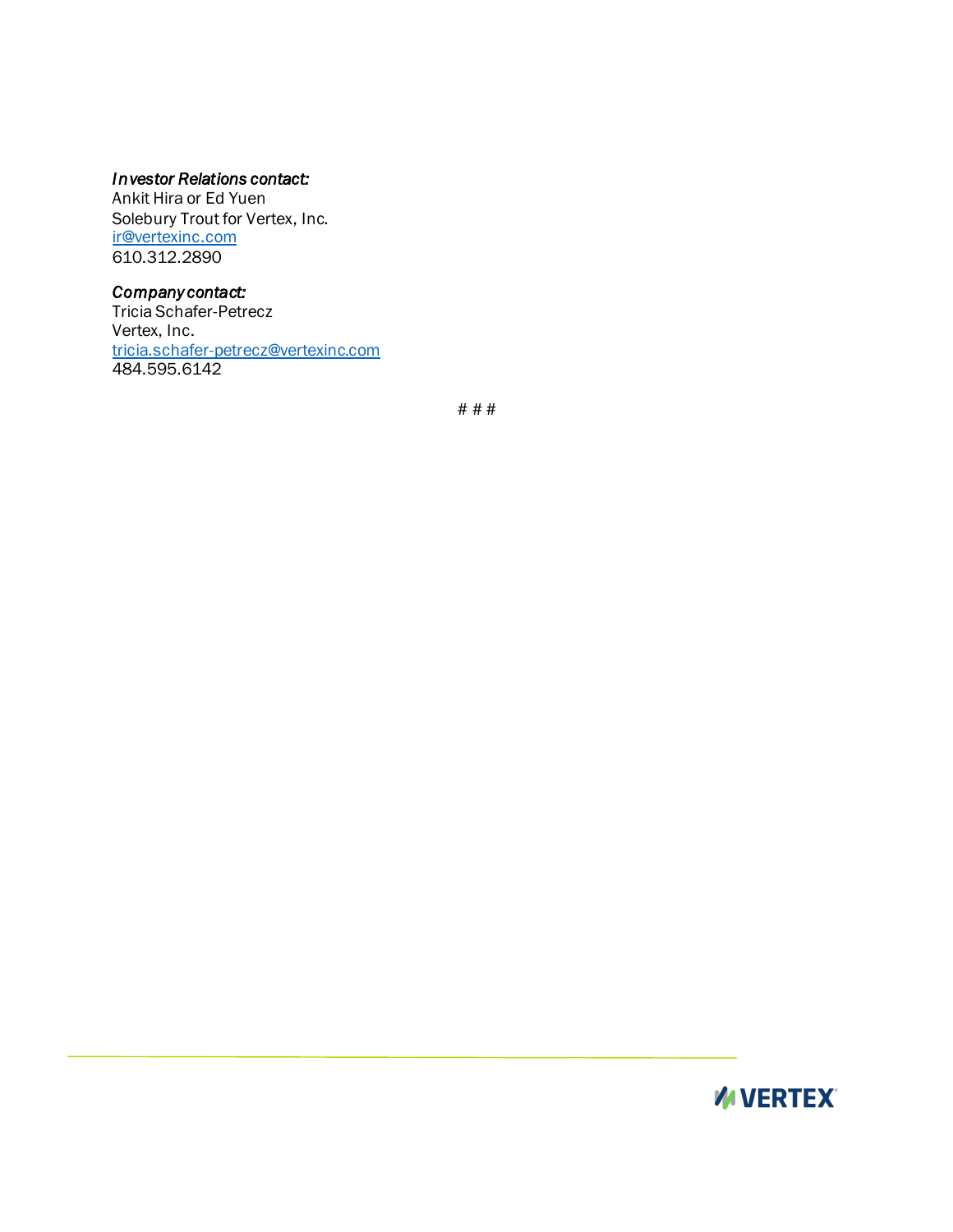*Investor Relations contact:*
Ankit Hira or Ed Yuen
Solebury Trout for Vertex, Inc.
[ir@vertexinc.com](mailto:ir@vertexinc.com)
610.312.2890

*Company contact:*
Tricia Schafer-Petrecz
Vertex, Inc.
[tricia.schafer-petrecz@vertexinc.com](mailto:tricia.schafer-petrecz@vertexinc.com)
484.595.6142

# # #